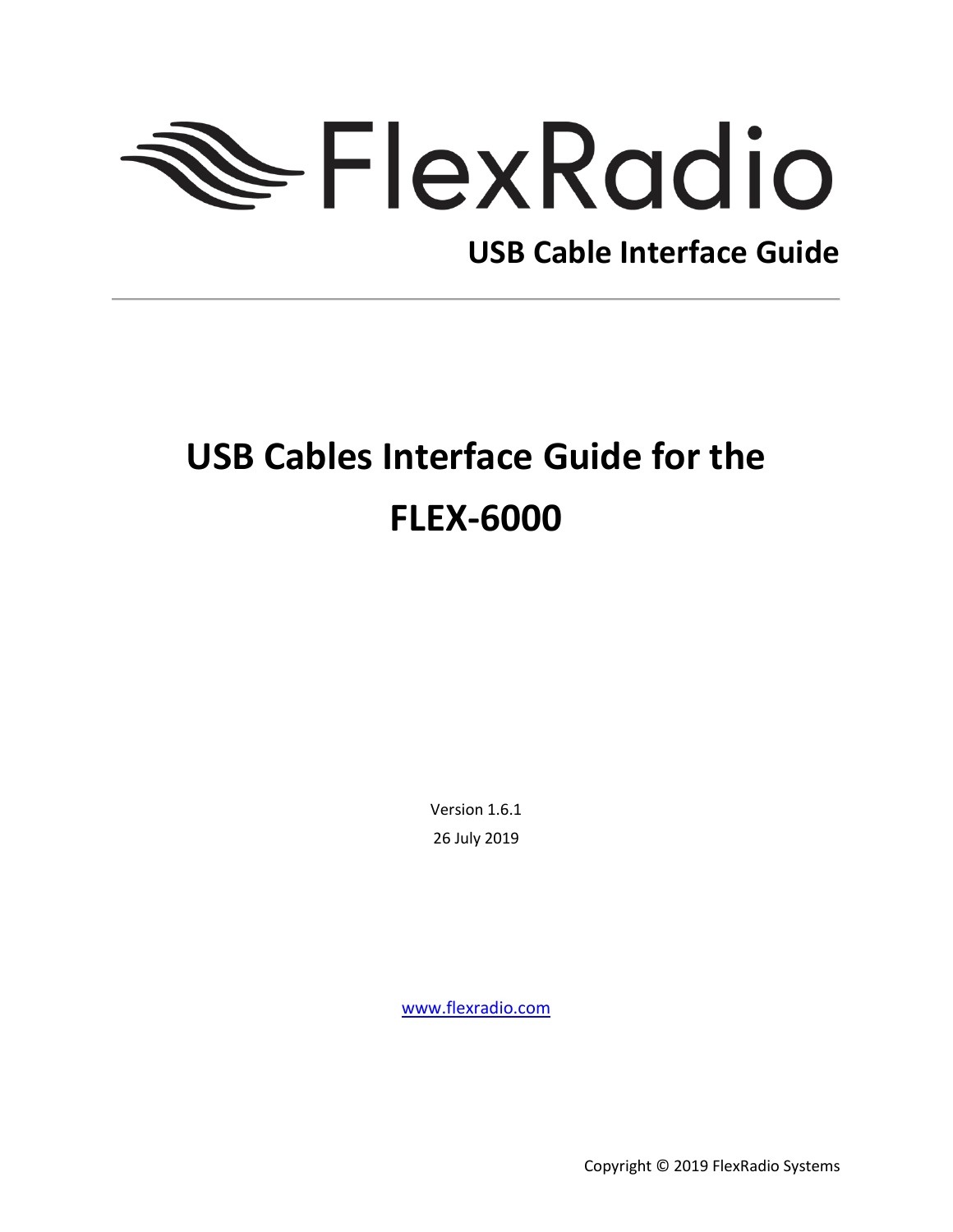FlexRadio

**USB Cable Interface Guide**

# USB Cables Interface Guide for the FLEX-6000

Version 1.6.1

26 July 2019

www.flexradio.com

Copyright © 2019 FlexRadio Systems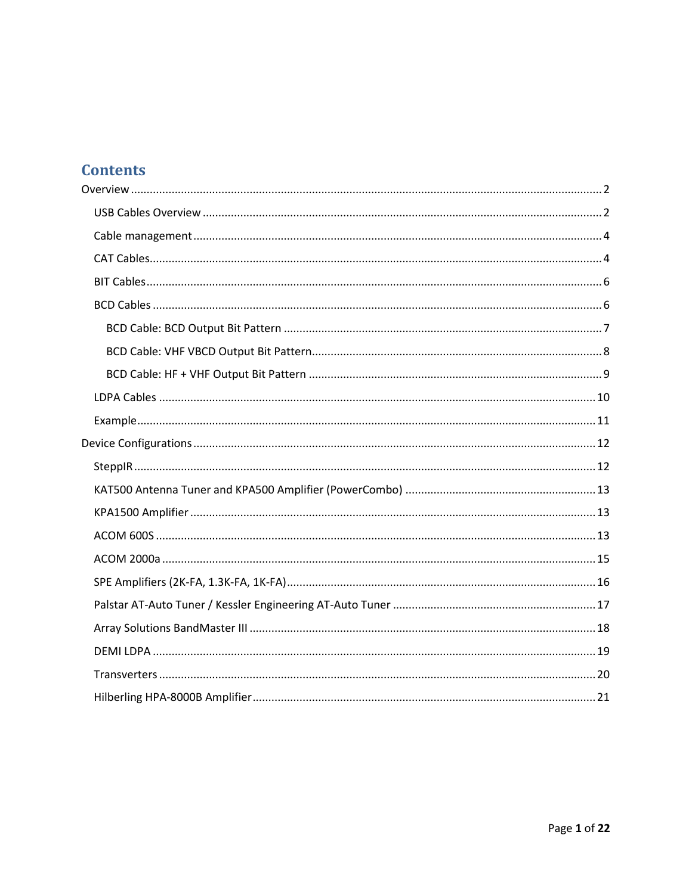# Contents

Overview ..... 2

- USB Cables Overview ..... 2
- Cable management ..... 4
- CAT Cables ..... 4
- BIT Cables ..... 6
- BCD Cables ..... 6
  - BCD Cable: BCD Output Bit Pattern ..... 7
  - BCD Cable: VHF VBCD Output Bit Pattern ..... 8
  - BCD Cable: HF + VHF Output Bit Pattern ..... 9
- LDPA Cables ..... 10
- Example ..... 11

Device Configurations ..... 12

- SteppIR ..... 12
- KAT500 Antenna Tuner and KPA500 Amplifier (PowerCombo) ..... 13
- KPA1500 Amplifier ..... 13
- ACOM 600S ..... 13
- ACOM 2000a ..... 15
- SPE Amplifiers (2K-FA, 1.3K-FA, 1K-FA) ..... 16
- Palstar AT-Auto Tuner / Kessler Engineering AT-Auto Tuner ..... 17
- Array Solutions BandMaster III ..... 18
- DEMI LDPA ..... 19
- Transverters ..... 20
- Hilberling HPA-8000B Amplifier ..... 21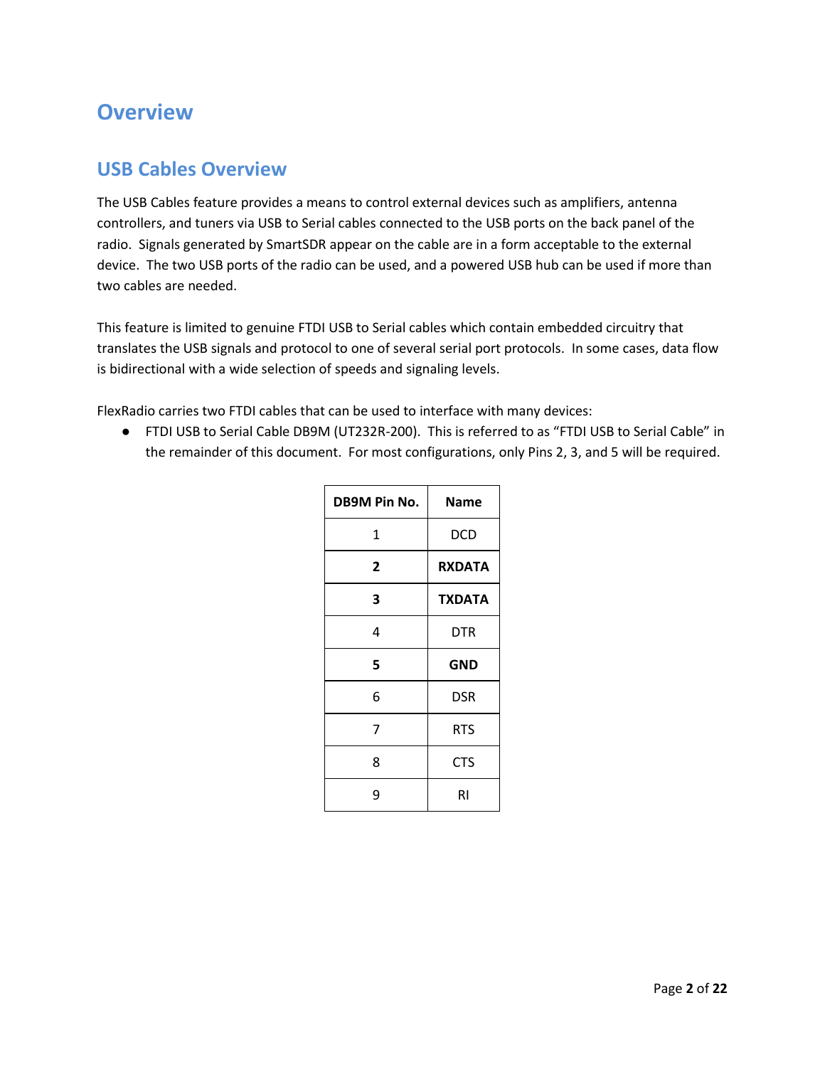# Overview

## USB Cables Overview

The USB Cables feature provides a means to control external devices such as amplifiers, antenna controllers, and tuners via USB to Serial cables connected to the USB ports on the back panel of the radio. Signals generated by SmartSDR appear on the cable are in a form acceptable to the external device. The two USB ports of the radio can be used, and a powered USB hub can be used if more than two cables are needed.

This feature is limited to genuine FTDI USB to Serial cables which contain embedded circuitry that translates the USB signals and protocol to one of several serial port protocols. In some cases, data flow is bidirectional with a wide selection of speeds and signaling levels.

FlexRadio carries two FTDI cables that can be used to interface with many devices:

- FTDI USB to Serial Cable DB9M (UT232R-200). This is referred to as "FTDI USB to Serial Cable" in the remainder of this document. For most configurations, only Pins 2, 3, and 5 will be required.

| DB9M Pin No. | Name |
|---|---|
| 1 | DCD |
| **2** | **RXDATA** |
| **3** | **TXDATA** |
| 4 | DTR |
| **5** | **GND** |
| 6 | DSR |
| 7 | RTS |
| 8 | CTS |
| 9 | RI |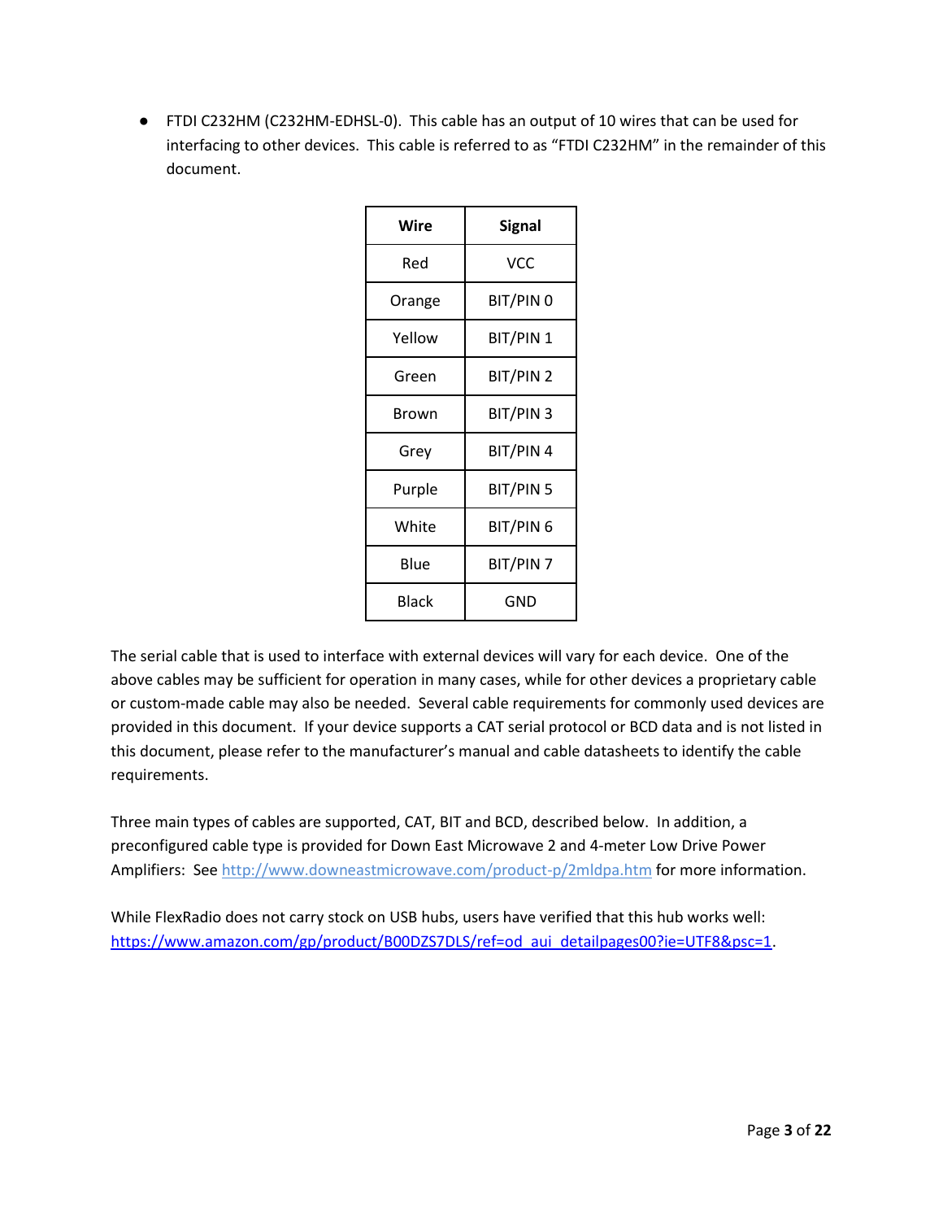- FTDI C232HM (C232HM-EDHSL-0). This cable has an output of 10 wires that can be used for interfacing to other devices. This cable is referred to as "FTDI C232HM" in the remainder of this document.

| Wire | Signal |
|---|---|
| Red | VCC |
| Orange | BIT/PIN 0 |
| Yellow | BIT/PIN 1 |
| Green | BIT/PIN 2 |
| Brown | BIT/PIN 3 |
| Grey | BIT/PIN 4 |
| Purple | BIT/PIN 5 |
| White | BIT/PIN 6 |
| Blue | BIT/PIN 7 |
| Black | GND |

The serial cable that is used to interface with external devices will vary for each device. One of the above cables may be sufficient for operation in many cases, while for other devices a proprietary cable or custom-made cable may also be needed. Several cable requirements for commonly used devices are provided in this document. If your device supports a CAT serial protocol or BCD data and is not listed in this document, please refer to the manufacturer's manual and cable datasheets to identify the cable requirements.

Three main types of cables are supported, CAT, BIT and BCD, described below. In addition, a preconfigured cable type is provided for Down East Microwave 2 and 4-meter Low Drive Power Amplifiers: See http://www.downeastmicrowave.com/product-p/2mldpa.htm for more information.

While FlexRadio does not carry stock on USB hubs, users have verified that this hub works well: https://www.amazon.com/gp/product/B00DZS7DLS/ref=od_aui_detailpages00?ie=UTF8&psc=1.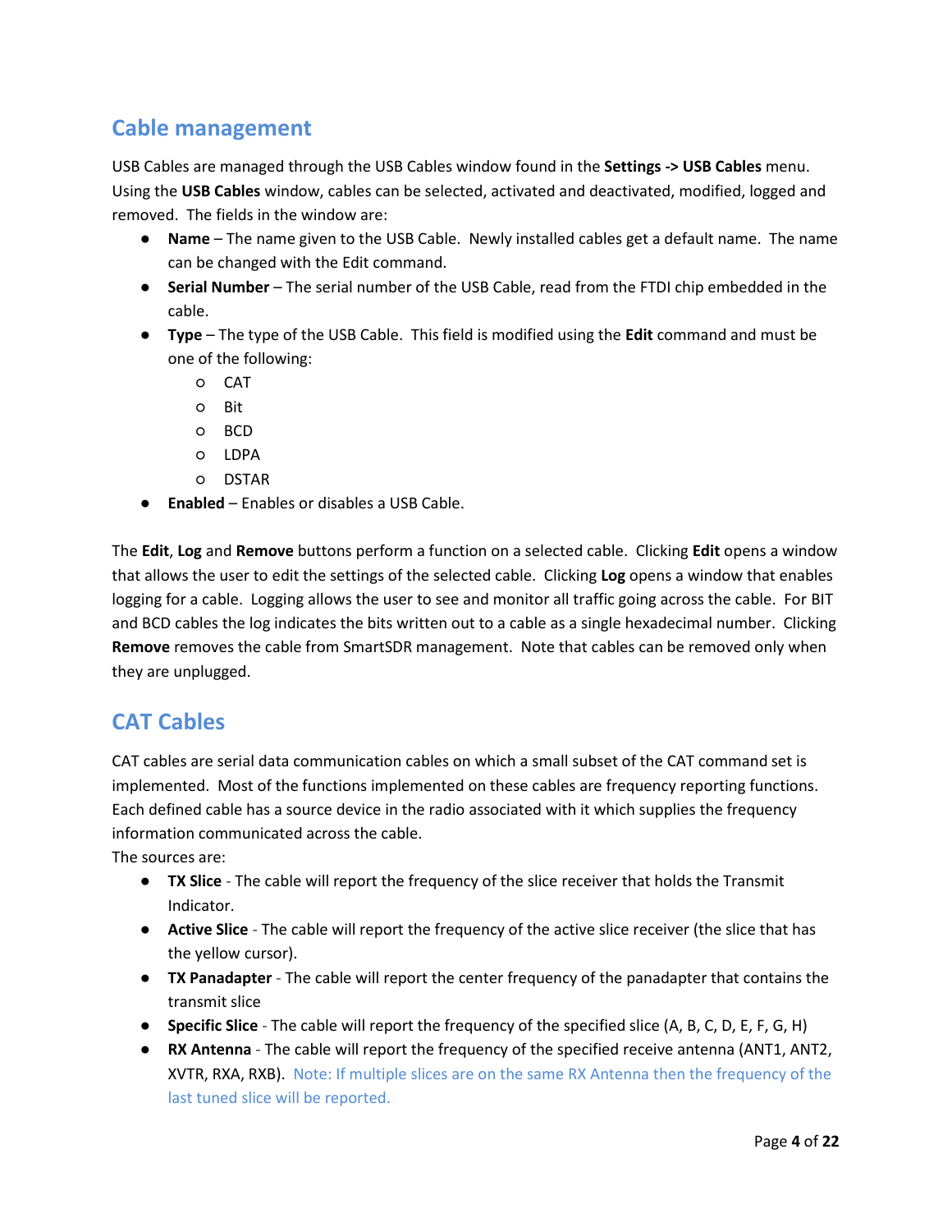## Cable management

USB Cables are managed through the USB Cables window found in the **Settings -> USB Cables** menu. Using the **USB Cables** window, cables can be selected, activated and deactivated, modified, logged and removed. The fields in the window are:

- **Name** – The name given to the USB Cable. Newly installed cables get a default name. The name can be changed with the Edit command.
- **Serial Number** – The serial number of the USB Cable, read from the FTDI chip embedded in the cable.
- **Type** – The type of the USB Cable. This field is modified using the **Edit** command and must be one of the following:
  - CAT
  - Bit
  - BCD
  - LDPA
  - DSTAR
- **Enabled** – Enables or disables a USB Cable.

The **Edit**, **Log** and **Remove** buttons perform a function on a selected cable. Clicking **Edit** opens a window that allows the user to edit the settings of the selected cable. Clicking **Log** opens a window that enables logging for a cable. Logging allows the user to see and monitor all traffic going across the cable. For BIT and BCD cables the log indicates the bits written out to a cable as a single hexadecimal number. Clicking **Remove** removes the cable from SmartSDR management. Note that cables can be removed only when they are unplugged.

## CAT Cables

CAT cables are serial data communication cables on which a small subset of the CAT command set is implemented. Most of the functions implemented on these cables are frequency reporting functions. Each defined cable has a source device in the radio associated with it which supplies the frequency information communicated across the cable.

The sources are:

- **TX Slice** - The cable will report the frequency of the slice receiver that holds the Transmit Indicator.
- **Active Slice** - The cable will report the frequency of the active slice receiver (the slice that has the yellow cursor).
- **TX Panadapter** - The cable will report the center frequency of the panadapter that contains the transmit slice
- **Specific Slice** - The cable will report the frequency of the specified slice (A, B, C, D, E, F, G, H)
- **RX Antenna** - The cable will report the frequency of the specified receive antenna (ANT1, ANT2, XVTR, RXA, RXB). Note: If multiple slices are on the same RX Antenna then the frequency of the last tuned slice will be reported.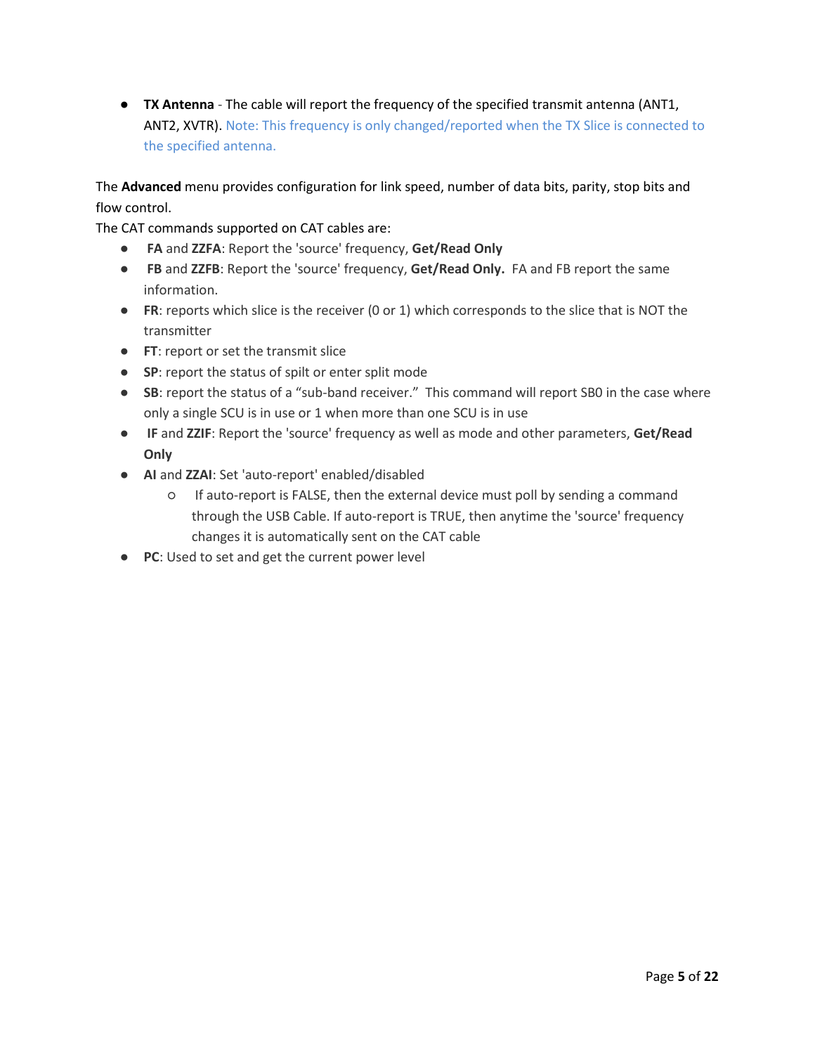- **TX Antenna** - The cable will report the frequency of the specified transmit antenna (ANT1, ANT2, XVTR). Note: This frequency is only changed/reported when the TX Slice is connected to the specified antenna.

The **Advanced** menu provides configuration for link speed, number of data bits, parity, stop bits and flow control.

The CAT commands supported on CAT cables are:

- **FA** and **ZZFA**: Report the 'source' frequency, **Get/Read Only**
- **FB** and **ZZFB**: Report the 'source' frequency, **Get/Read Only.** FA and FB report the same information.
- **FR**: reports which slice is the receiver (0 or 1) which corresponds to the slice that is NOT the transmitter
- **FT**: report or set the transmit slice
- **SP**: report the status of spilt or enter split mode
- **SB**: report the status of a "sub-band receiver." This command will report SB0 in the case where only a single SCU is in use or 1 when more than one SCU is in use
- **IF** and **ZZIF**: Report the 'source' frequency as well as mode and other parameters, **Get/Read Only**
- **AI** and **ZZAI**: Set 'auto-report' enabled/disabled
  - If auto-report is FALSE, then the external device must poll by sending a command through the USB Cable. If auto-report is TRUE, then anytime the 'source' frequency changes it is automatically sent on the CAT cable
- **PC**: Used to set and get the current power level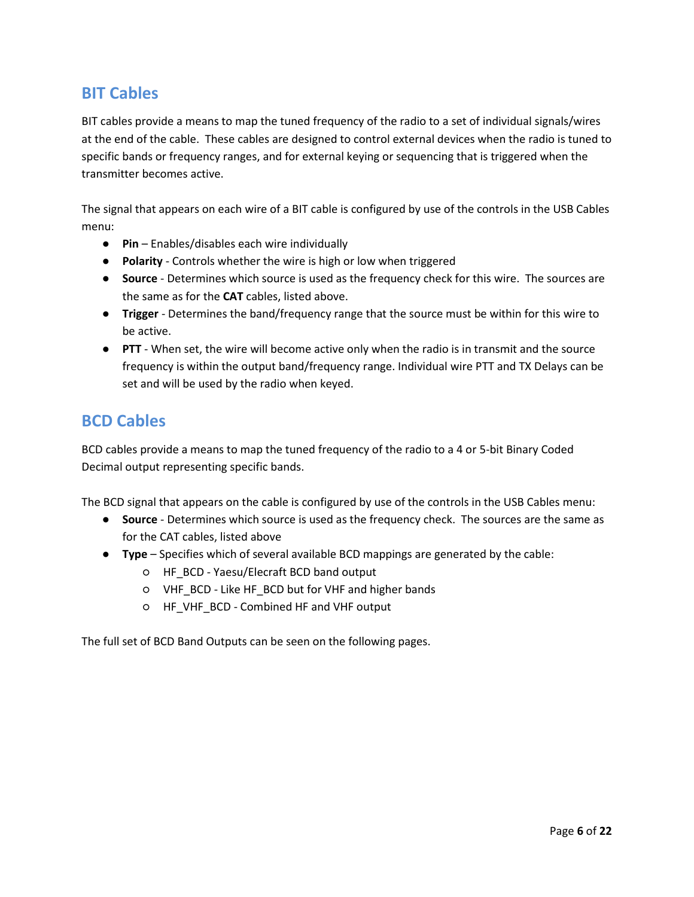## BIT Cables

BIT cables provide a means to map the tuned frequency of the radio to a set of individual signals/wires at the end of the cable. These cables are designed to control external devices when the radio is tuned to specific bands or frequency ranges, and for external keying or sequencing that is triggered when the transmitter becomes active.

The signal that appears on each wire of a BIT cable is configured by use of the controls in the USB Cables menu:

- **Pin** – Enables/disables each wire individually
- **Polarity** - Controls whether the wire is high or low when triggered
- **Source** - Determines which source is used as the frequency check for this wire. The sources are the same as for the **CAT** cables, listed above.
- **Trigger** - Determines the band/frequency range that the source must be within for this wire to be active.
- **PTT** - When set, the wire will become active only when the radio is in transmit and the source frequency is within the output band/frequency range. Individual wire PTT and TX Delays can be set and will be used by the radio when keyed.

## BCD Cables

BCD cables provide a means to map the tuned frequency of the radio to a 4 or 5-bit Binary Coded Decimal output representing specific bands.

The BCD signal that appears on the cable is configured by use of the controls in the USB Cables menu:

- **Source** - Determines which source is used as the frequency check. The sources are the same as for the CAT cables, listed above
- **Type** – Specifies which of several available BCD mappings are generated by the cable:
  - HF_BCD - Yaesu/Elecraft BCD band output
  - VHF_BCD - Like HF_BCD but for VHF and higher bands
  - HF_VHF_BCD - Combined HF and VHF output

The full set of BCD Band Outputs can be seen on the following pages.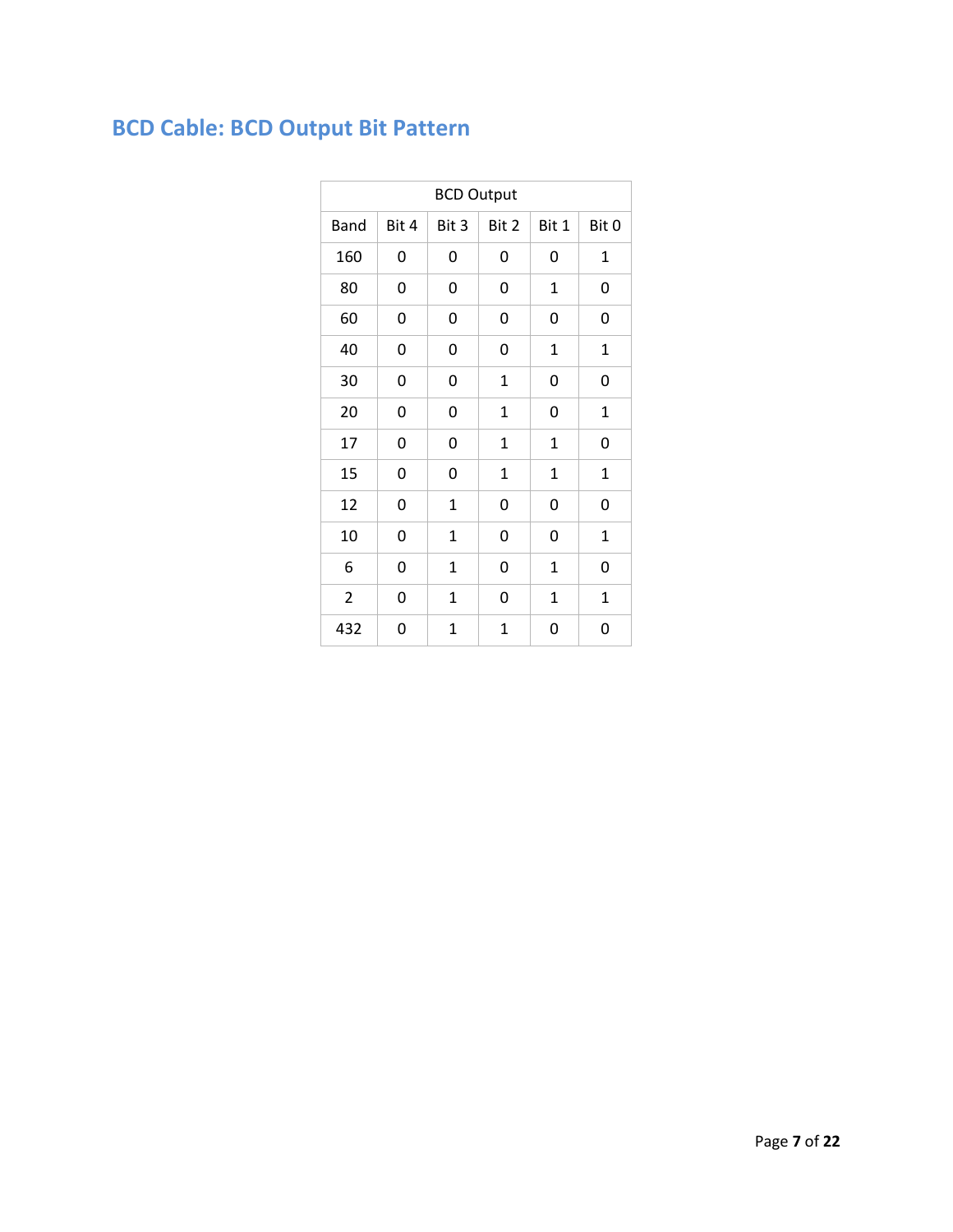## BCD Cable: BCD Output Bit Pattern

| BCD Output | | | | | |
|---|---|---|---|---|---|
| Band | Bit 4 | Bit 3 | Bit 2 | Bit 1 | Bit 0 |
| 160 | 0 | 0 | 0 | 0 | 1 |
| 80 | 0 | 0 | 0 | 1 | 0 |
| 60 | 0 | 0 | 0 | 0 | 0 |
| 40 | 0 | 0 | 0 | 1 | 1 |
| 30 | 0 | 0 | 1 | 0 | 0 |
| 20 | 0 | 0 | 1 | 0 | 1 |
| 17 | 0 | 0 | 1 | 1 | 0 |
| 15 | 0 | 0 | 1 | 1 | 1 |
| 12 | 0 | 1 | 0 | 0 | 0 |
| 10 | 0 | 1 | 0 | 0 | 1 |
| 6 | 0 | 1 | 0 | 1 | 0 |
| 2 | 0 | 1 | 0 | 1 | 1 |
| 432 | 0 | 1 | 1 | 0 | 0 |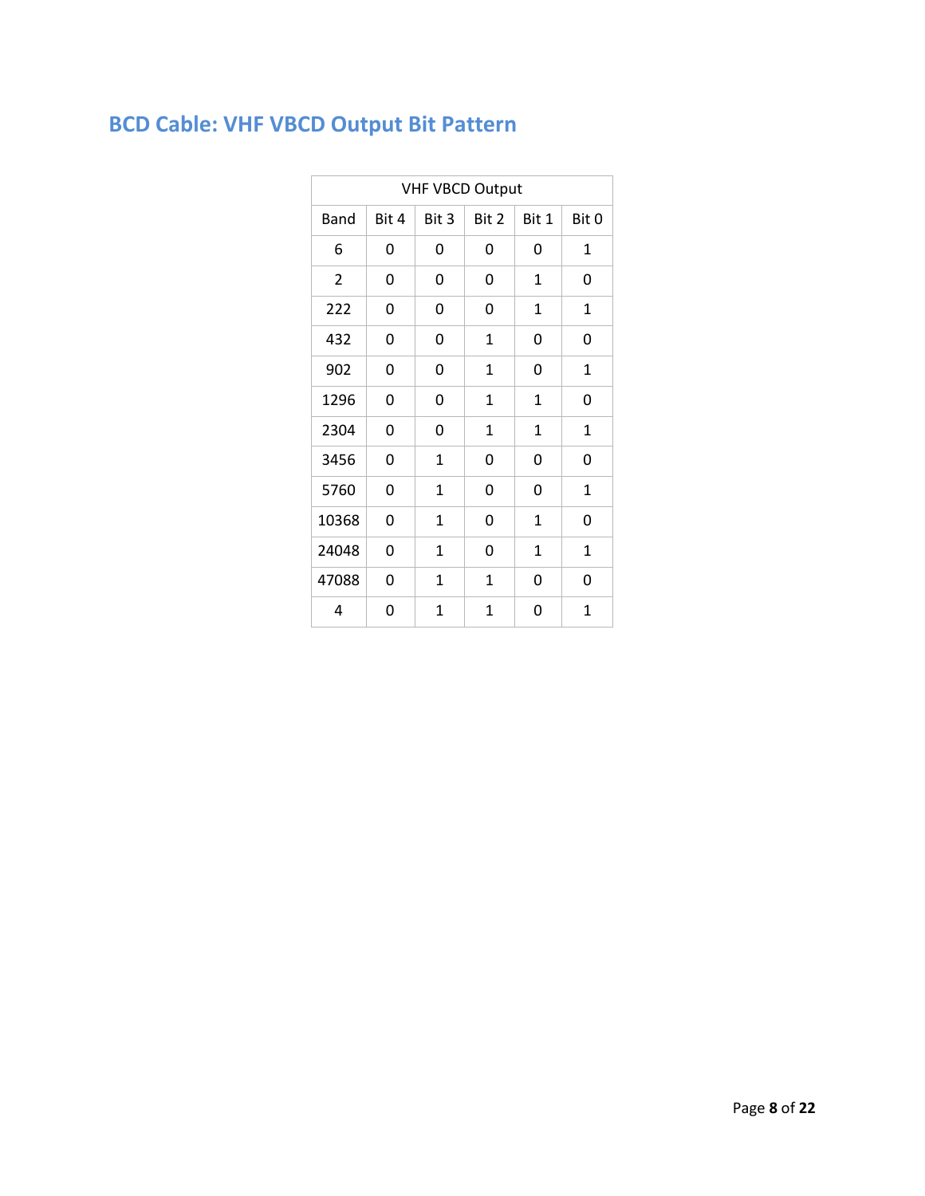## BCD Cable: VHF VBCD Output Bit Pattern

| VHF VBCD Output | | | | | |
|---|---|---|---|---|---|
| Band | Bit 4 | Bit 3 | Bit 2 | Bit 1 | Bit 0 |
| 6 | 0 | 0 | 0 | 0 | 1 |
| 2 | 0 | 0 | 0 | 1 | 0 |
| 222 | 0 | 0 | 0 | 1 | 1 |
| 432 | 0 | 0 | 1 | 0 | 0 |
| 902 | 0 | 0 | 1 | 0 | 1 |
| 1296 | 0 | 0 | 1 | 1 | 0 |
| 2304 | 0 | 0 | 1 | 1 | 1 |
| 3456 | 0 | 1 | 0 | 0 | 0 |
| 5760 | 0 | 1 | 0 | 0 | 1 |
| 10368 | 0 | 1 | 0 | 1 | 0 |
| 24048 | 0 | 1 | 0 | 1 | 1 |
| 47088 | 0 | 1 | 1 | 0 | 0 |
| 4 | 0 | 1 | 1 | 0 | 1 |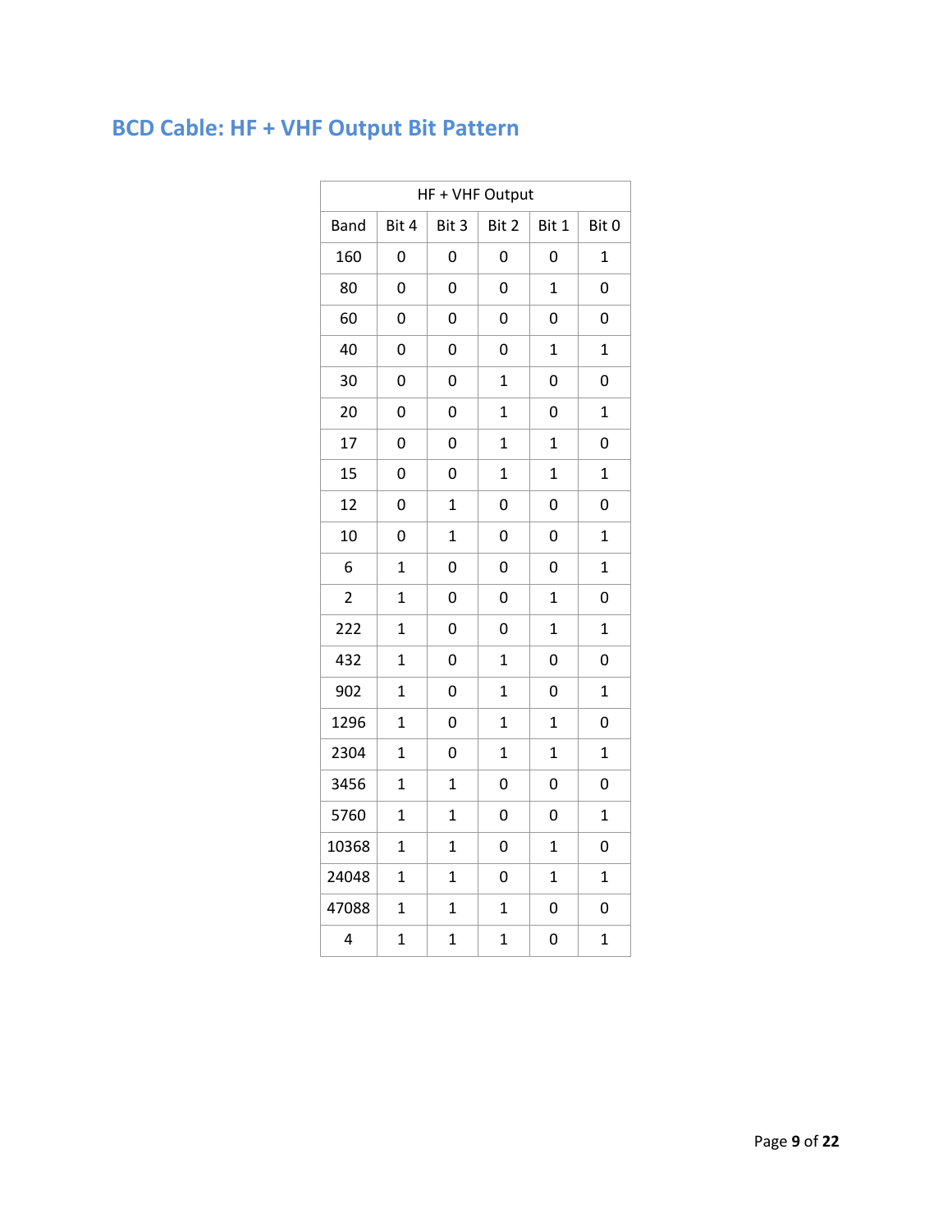## BCD Cable: HF + VHF Output Bit Pattern

| HF + VHF Output | | | | | |
|---|---|---|---|---|---|
| Band | Bit 4 | Bit 3 | Bit 2 | Bit 1 | Bit 0 |
| 160 | 0 | 0 | 0 | 0 | 1 |
| 80 | 0 | 0 | 0 | 1 | 0 |
| 60 | 0 | 0 | 0 | 0 | 0 |
| 40 | 0 | 0 | 0 | 1 | 1 |
| 30 | 0 | 0 | 1 | 0 | 0 |
| 20 | 0 | 0 | 1 | 0 | 1 |
| 17 | 0 | 0 | 1 | 1 | 0 |
| 15 | 0 | 0 | 1 | 1 | 1 |
| 12 | 0 | 1 | 0 | 0 | 0 |
| 10 | 0 | 1 | 0 | 0 | 1 |
| 6 | 1 | 0 | 0 | 0 | 1 |
| 2 | 1 | 0 | 0 | 1 | 0 |
| 222 | 1 | 0 | 0 | 1 | 1 |
| 432 | 1 | 0 | 1 | 0 | 0 |
| 902 | 1 | 0 | 1 | 0 | 1 |
| 1296 | 1 | 0 | 1 | 1 | 0 |
| 2304 | 1 | 0 | 1 | 1 | 1 |
| 3456 | 1 | 1 | 0 | 0 | 0 |
| 5760 | 1 | 1 | 0 | 0 | 1 |
| 10368 | 1 | 1 | 0 | 1 | 0 |
| 24048 | 1 | 1 | 0 | 1 | 1 |
| 47088 | 1 | 1 | 1 | 0 | 0 |
| 4 | 1 | 1 | 1 | 0 | 1 |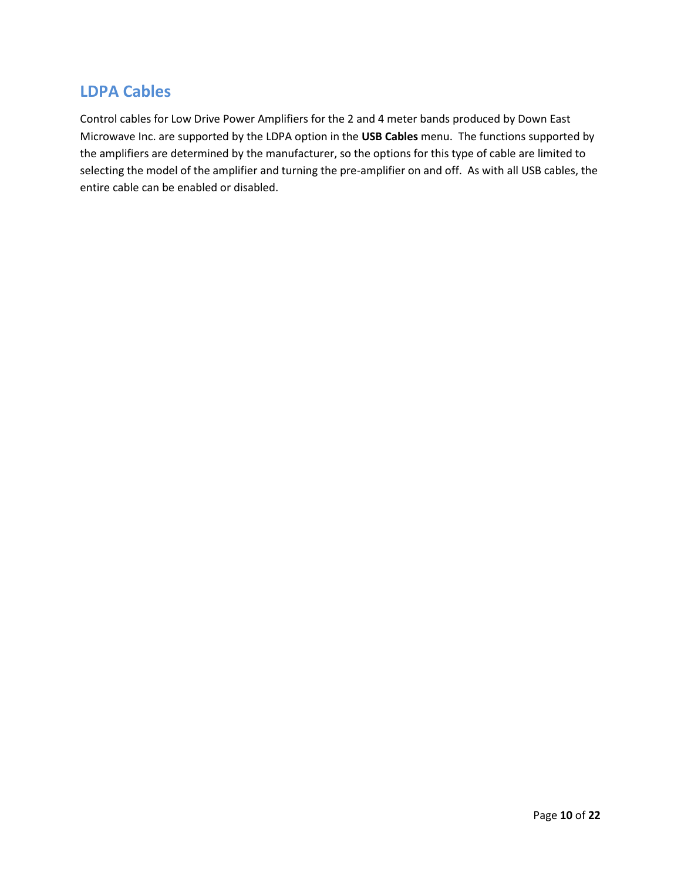## LDPA Cables

Control cables for Low Drive Power Amplifiers for the 2 and 4 meter bands produced by Down East Microwave Inc. are supported by the LDPA option in the **USB Cables** menu. The functions supported by the amplifiers are determined by the manufacturer, so the options for this type of cable are limited to selecting the model of the amplifier and turning the pre-amplifier on and off. As with all USB cables, the entire cable can be enabled or disabled.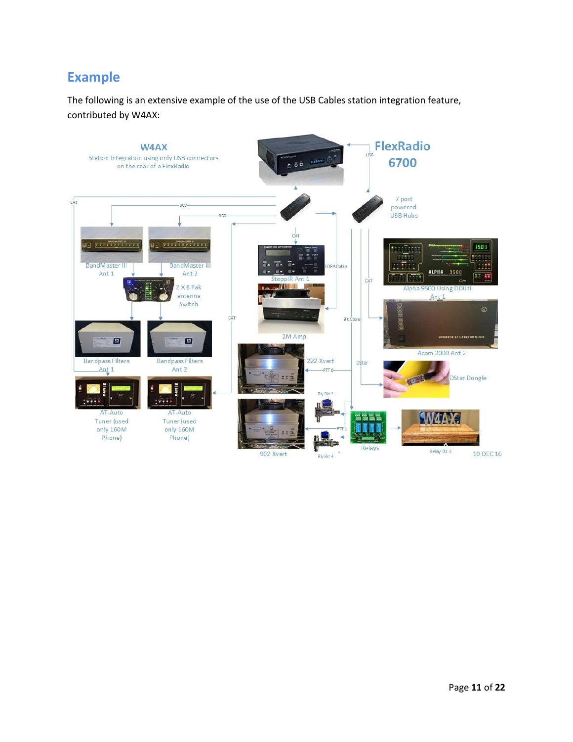## Example

The following is an extensive example of the use of the USB Cables station integration feature, contributed by W4AX: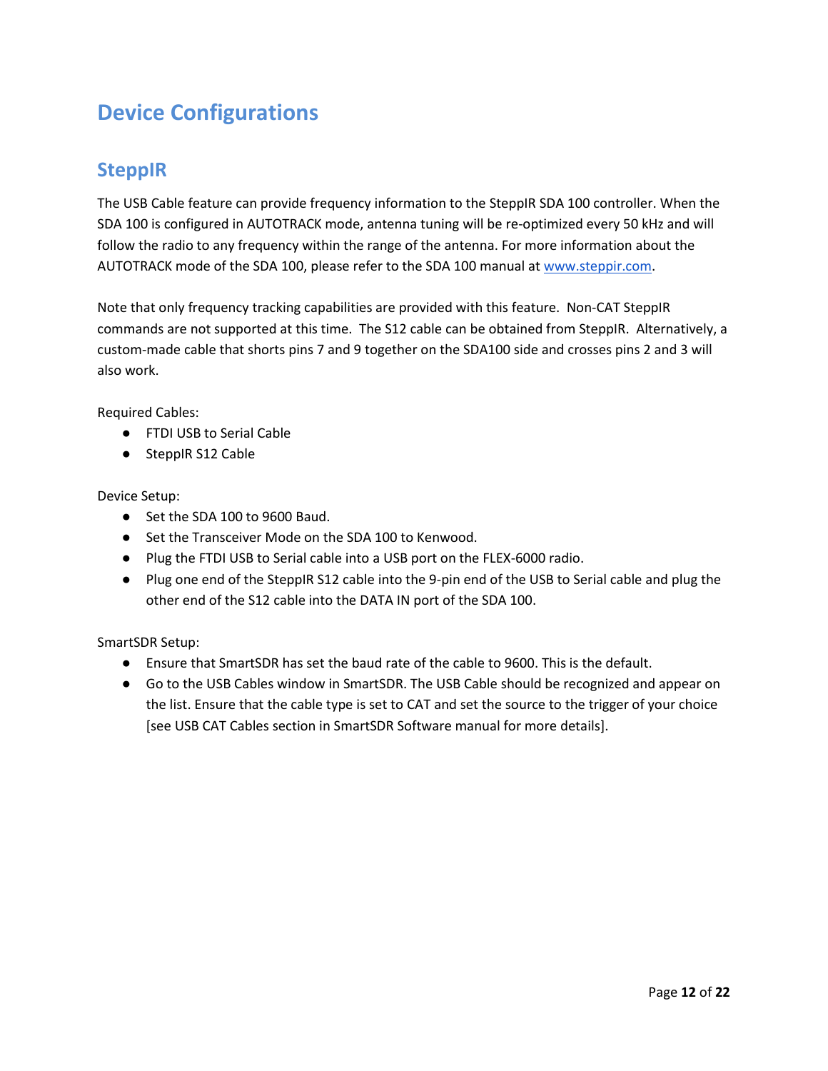# Device Configurations

## SteppIR

The USB Cable feature can provide frequency information to the SteppIR SDA 100 controller. When the SDA 100 is configured in AUTOTRACK mode, antenna tuning will be re-optimized every 50 kHz and will follow the radio to any frequency within the range of the antenna. For more information about the AUTOTRACK mode of the SDA 100, please refer to the SDA 100 manual at [www.steppir.com](www.steppir.com).

Note that only frequency tracking capabilities are provided with this feature. Non-CAT SteppIR commands are not supported at this time. The S12 cable can be obtained from SteppIR. Alternatively, a custom-made cable that shorts pins 7 and 9 together on the SDA100 side and crosses pins 2 and 3 will also work.

Required Cables:

- FTDI USB to Serial Cable
- SteppIR S12 Cable

Device Setup:

- Set the SDA 100 to 9600 Baud.
- Set the Transceiver Mode on the SDA 100 to Kenwood.
- Plug the FTDI USB to Serial cable into a USB port on the FLEX-6000 radio.
- Plug one end of the SteppIR S12 cable into the 9-pin end of the USB to Serial cable and plug the other end of the S12 cable into the DATA IN port of the SDA 100.

SmartSDR Setup:

- Ensure that SmartSDR has set the baud rate of the cable to 9600. This is the default.
- Go to the USB Cables window in SmartSDR. The USB Cable should be recognized and appear on the list. Ensure that the cable type is set to CAT and set the source to the trigger of your choice [see USB CAT Cables section in SmartSDR Software manual for more details].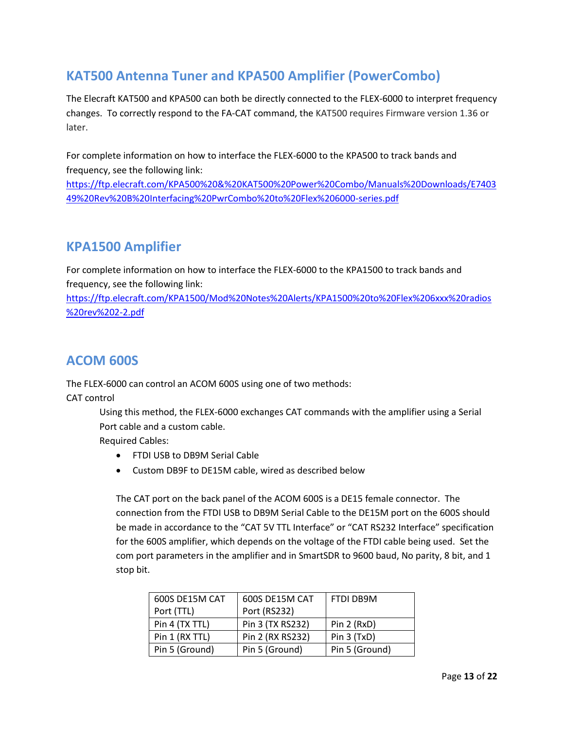## KAT500 Antenna Tuner and KPA500 Amplifier (PowerCombo)

The Elecraft KAT500 and KPA500 can both be directly connected to the FLEX-6000 to interpret frequency changes. To correctly respond to the FA-CAT command, the KAT500 requires Firmware version 1.36 or later.

For complete information on how to interface the FLEX-6000 to the KPA500 to track bands and frequency, see the following link:
https://ftp.elecraft.com/KPA500%20&%20KAT500%20Power%20Combo/Manuals%20Downloads/E740349%20Rev%20B%20Interfacing%20PwrCombo%20to%20Flex%206000-series.pdf

## KPA1500 Amplifier

For complete information on how to interface the FLEX-6000 to the KPA1500 to track bands and frequency, see the following link:
https://ftp.elecraft.com/KPA1500/Mod%20Notes%20Alerts/KPA1500%20to%20Flex%206xxx%20radios%20rev%202-2.pdf

## ACOM 600S

The FLEX-6000 can control an ACOM 600S using one of two methods:

CAT control

Using this method, the FLEX-6000 exchanges CAT commands with the amplifier using a Serial Port cable and a custom cable.

Required Cables:

- FTDI USB to DB9M Serial Cable
- Custom DB9F to DE15M cable, wired as described below

The CAT port on the back panel of the ACOM 600S is a DE15 female connector. The connection from the FTDI USB to DB9M Serial Cable to the DE15M port on the 600S should be made in accordance to the "CAT 5V TTL Interface" or "CAT RS232 Interface" specification for the 600S amplifier, which depends on the voltage of the FTDI cable being used. Set the com port parameters in the amplifier and in SmartSDR to 9600 baud, No parity, 8 bit, and 1 stop bit.

| 600S DE15M CAT Port (TTL) | 600S DE15M CAT Port (RS232) | FTDI DB9M |
|---|---|---|
| Pin 4 (TX TTL) | Pin 3 (TX RS232) | Pin 2 (RxD) |
| Pin 1 (RX TTL) | Pin 2 (RX RS232) | Pin 3 (TxD) |
| Pin 5 (Ground) | Pin 5 (Ground) | Pin 5 (Ground) |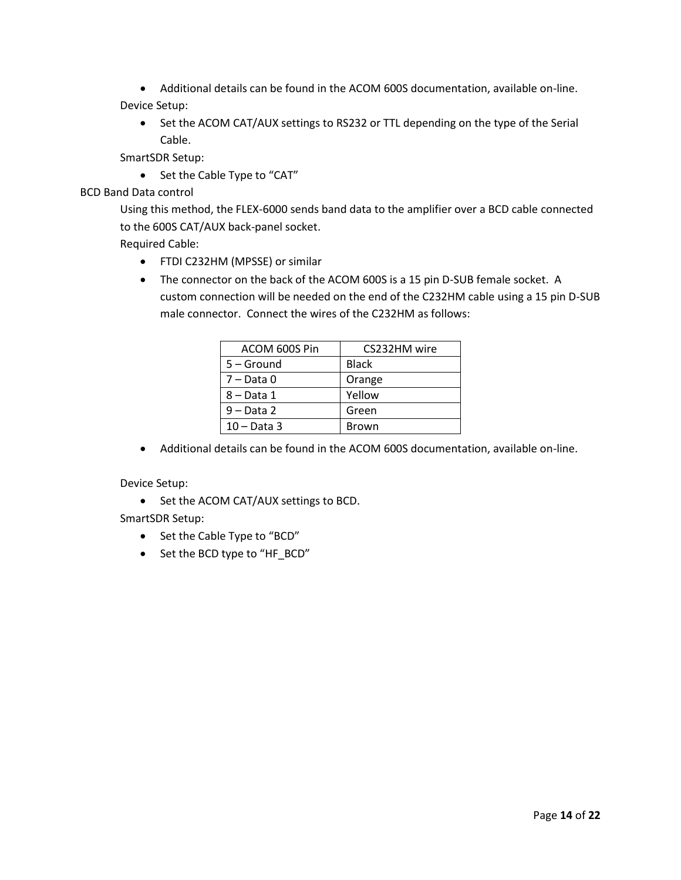- Additional details can be found in the ACOM 600S documentation, available on-line.

Device Setup:

- Set the ACOM CAT/AUX settings to RS232 or TTL depending on the type of the Serial Cable.

SmartSDR Setup:

- Set the Cable Type to "CAT"

BCD Band Data control

Using this method, the FLEX-6000 sends band data to the amplifier over a BCD cable connected to the 600S CAT/AUX back-panel socket.

Required Cable:

- FTDI C232HM (MPSSE) or similar
- The connector on the back of the ACOM 600S is a 15 pin D-SUB female socket. A custom connection will be needed on the end of the C232HM cable using a 15 pin D-SUB male connector. Connect the wires of the C232HM as follows:

| ACOM 600S Pin | CS232HM wire |
|---|---|
| 5 – Ground | Black |
| 7 – Data 0 | Orange |
| 8 – Data 1 | Yellow |
| 9 – Data 2 | Green |
| 10 – Data 3 | Brown |

- Additional details can be found in the ACOM 600S documentation, available on-line.

Device Setup:

- Set the ACOM CAT/AUX settings to BCD.

SmartSDR Setup:

- Set the Cable Type to "BCD"
- Set the BCD type to "HF_BCD"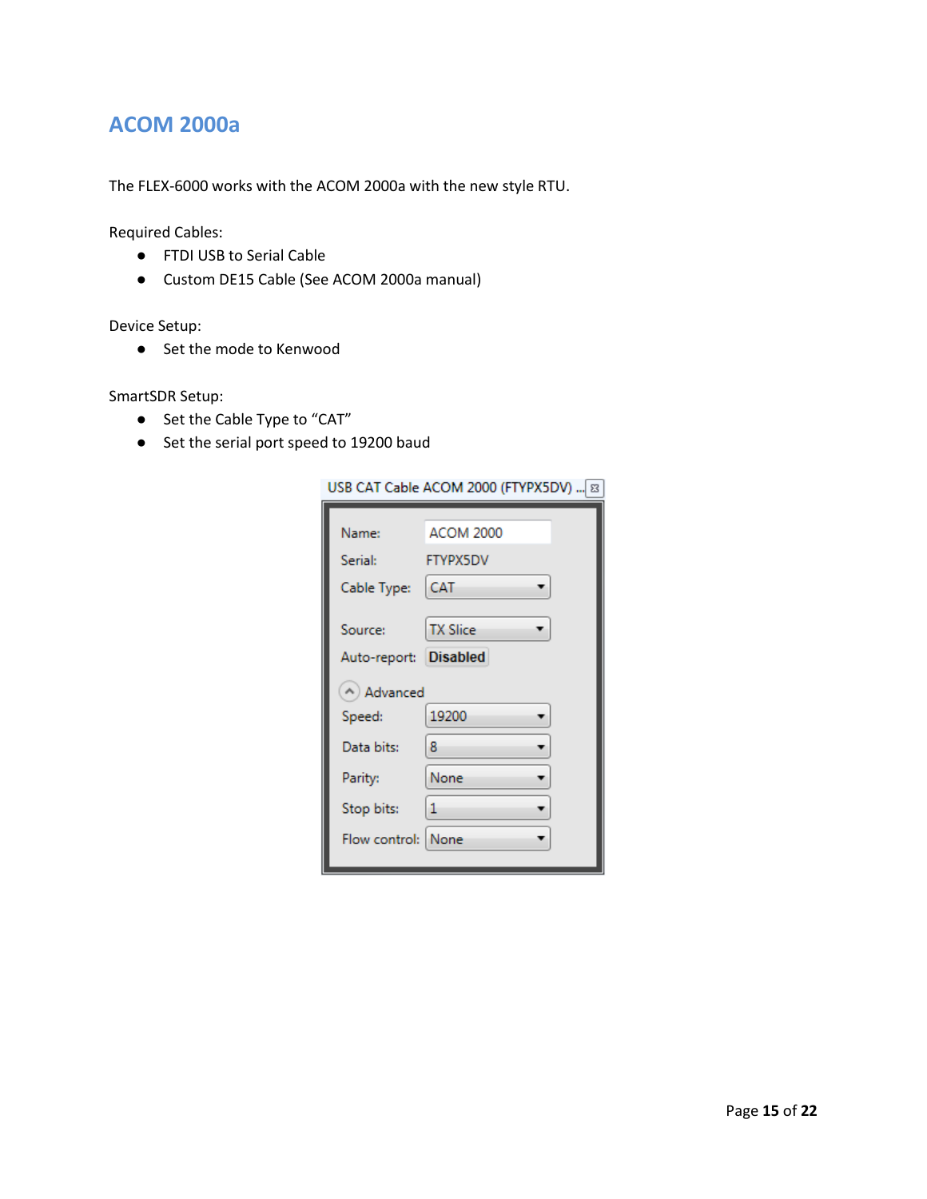## ACOM 2000a

The FLEX-6000 works with the ACOM 2000a with the new style RTU.

Required Cables:

- FTDI USB to Serial Cable
- Custom DE15 Cable (See ACOM 2000a manual)

Device Setup:

- Set the mode to Kenwood

SmartSDR Setup:

- Set the Cable Type to “CAT”
- Set the serial port speed to 19200 baud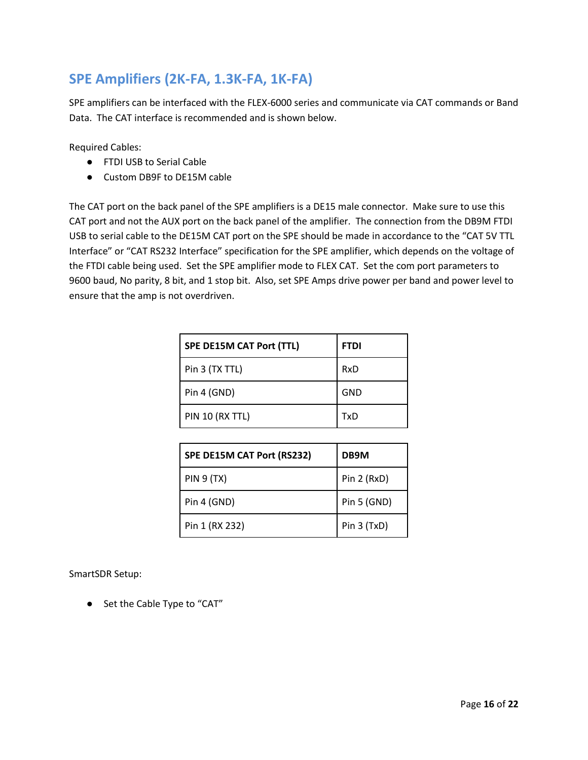## SPE Amplifiers (2K-FA, 1.3K-FA, 1K-FA)

SPE amplifiers can be interfaced with the FLEX-6000 series and communicate via CAT commands or Band Data. The CAT interface is recommended and is shown below.

Required Cables:

- FTDI USB to Serial Cable
- Custom DB9F to DE15M cable

The CAT port on the back panel of the SPE amplifiers is a DE15 male connector. Make sure to use this CAT port and not the AUX port on the back panel of the amplifier. The connection from the DB9M FTDI USB to serial cable to the DE15M CAT port on the SPE should be made in accordance to the “CAT 5V TTL Interface” or “CAT RS232 Interface” specification for the SPE amplifier, which depends on the voltage of the FTDI cable being used. Set the SPE amplifier mode to FLEX CAT. Set the com port parameters to 9600 baud, No parity, 8 bit, and 1 stop bit. Also, set SPE Amps drive power per band and power level to ensure that the amp is not overdriven.

| SPE DE15M CAT Port (TTL) | FTDI |
|---|---|
| Pin 3 (TX TTL) | RxD |
| Pin 4 (GND) | GND |
| PIN 10 (RX TTL) | TxD |

| SPE DE15M CAT Port (RS232) | DB9M |
|---|---|
| PIN 9 (TX) | Pin 2 (RxD) |
| Pin 4 (GND) | Pin 5 (GND) |
| Pin 1 (RX 232) | Pin 3 (TxD) |

SmartSDR Setup:

- Set the Cable Type to “CAT”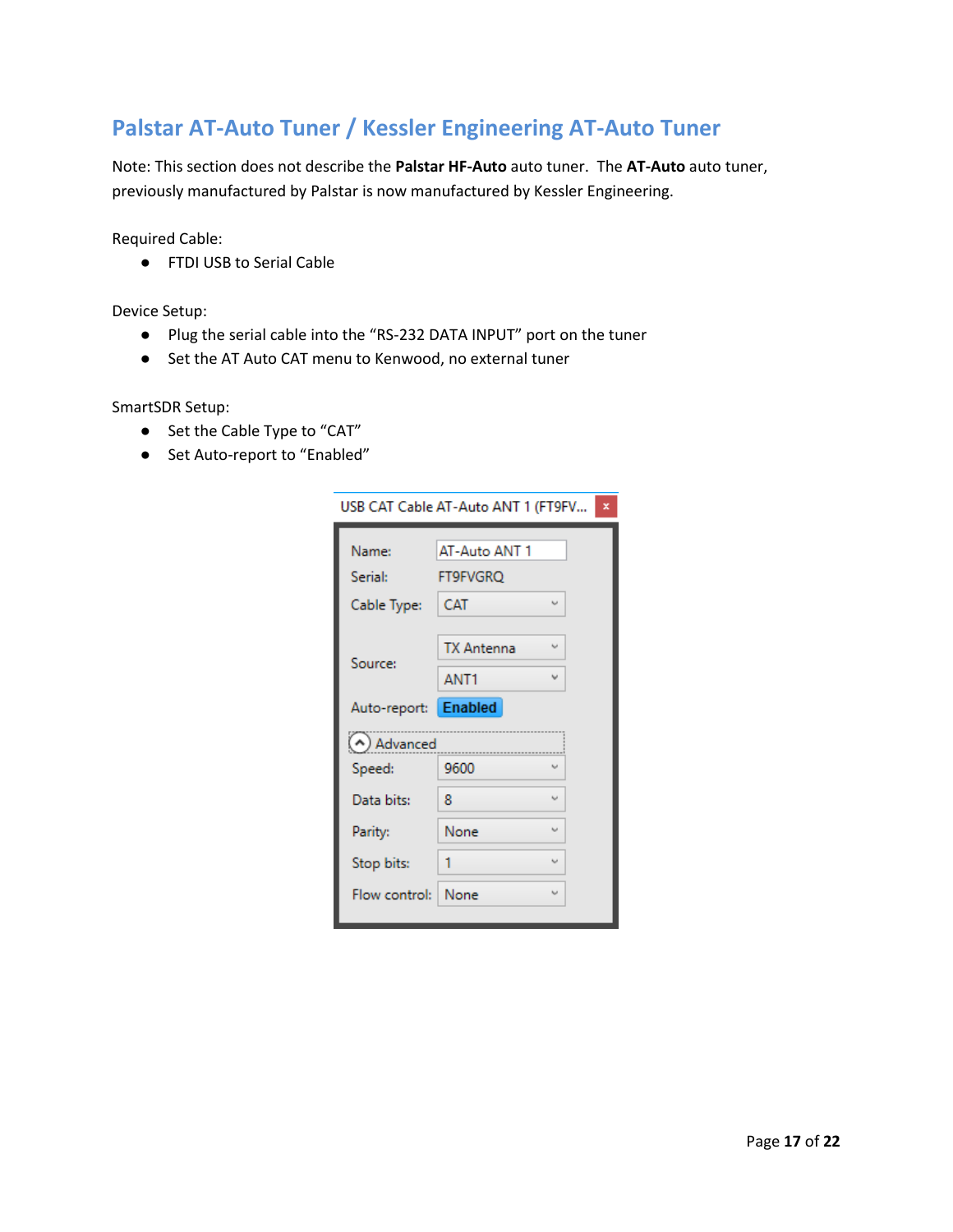## Palstar AT-Auto Tuner / Kessler Engineering AT-Auto Tuner

Note: This section does not describe the **Palstar HF-Auto** auto tuner. The **AT-Auto** auto tuner, previously manufactured by Palstar is now manufactured by Kessler Engineering.

Required Cable:

- FTDI USB to Serial Cable

Device Setup:

- Plug the serial cable into the “RS-232 DATA INPUT” port on the tuner
- Set the AT Auto CAT menu to Kenwood, no external tuner

SmartSDR Setup:

- Set the Cable Type to “CAT”
- Set Auto-report to “Enabled”

USB CAT Cable AT-Auto ANT 1 (FT9FV...

| | |
|---|---|
| Name: | AT-Auto ANT 1 |
| Serial: | FT9FVGRQ |
| Cable Type: | CAT |
| Source: | TX Antenna |
| | ANT1 |
| Auto-report: | Enabled |
| Advanced | |
| Speed: | 9600 |
| Data bits: | 8 |
| Parity: | None |
| Stop bits: | 1 |
| Flow control: | None |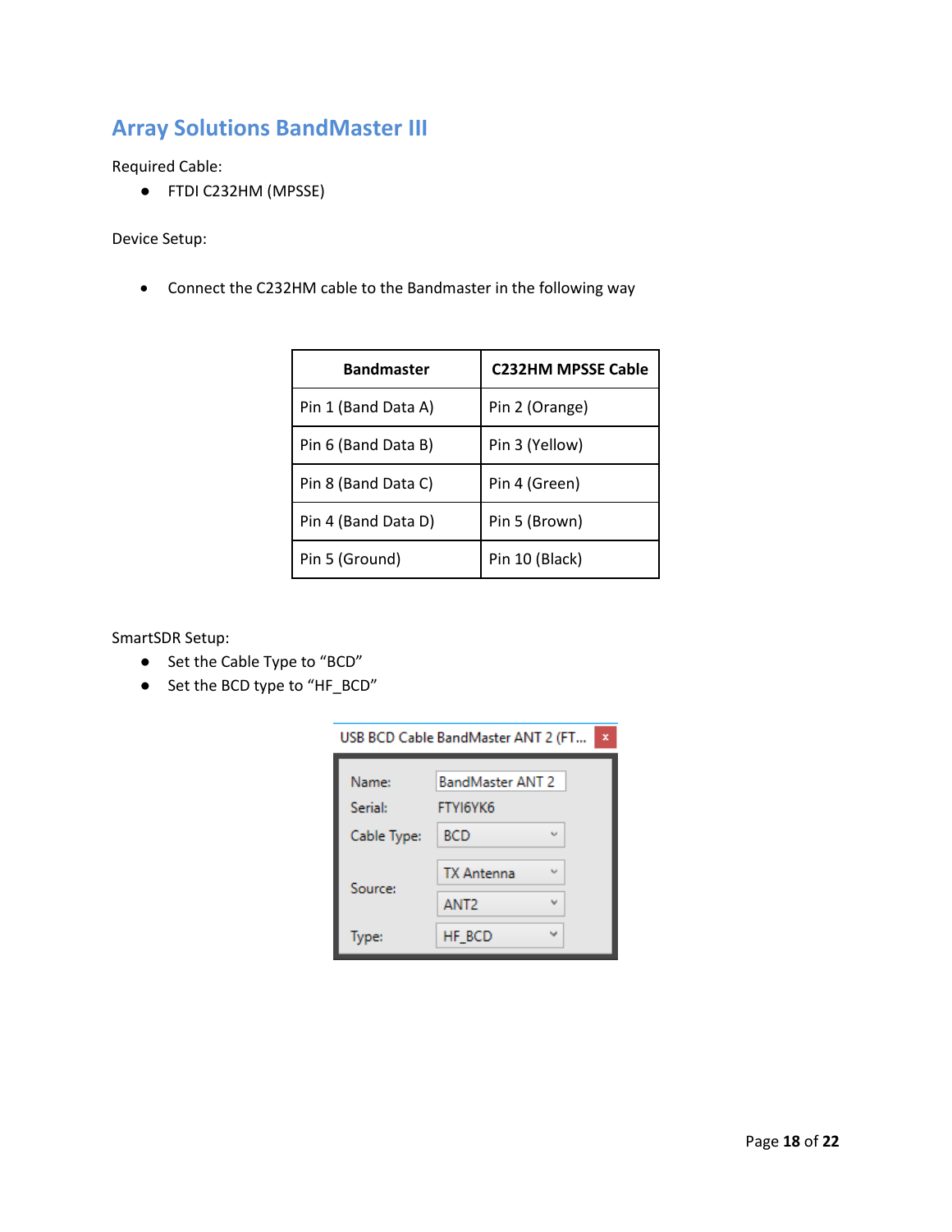## Array Solutions BandMaster III

Required Cable:

- FTDI C232HM (MPSSE)

Device Setup:

- Connect the C232HM cable to the Bandmaster in the following way

| Bandmaster | C232HM MPSSE Cable |
|---|---|
| Pin 1 (Band Data A) | Pin 2 (Orange) |
| Pin 6 (Band Data B) | Pin 3 (Yellow) |
| Pin 8 (Band Data C) | Pin 4 (Green) |
| Pin 4 (Band Data D) | Pin 5 (Brown) |
| Pin 5 (Ground) | Pin 10 (Black) |

SmartSDR Setup:

- Set the Cable Type to “BCD”
- Set the BCD type to “HF_BCD”

USB BCD Cable BandMaster ANT 2 (FT...

| | |
|---|---|
| Name: | BandMaster ANT 2 |
| Serial: | FTYI6YK6 |
| Cable Type: | BCD |
| Source: | TX Antenna |
| | ANT2 |
| Type: | HF_BCD |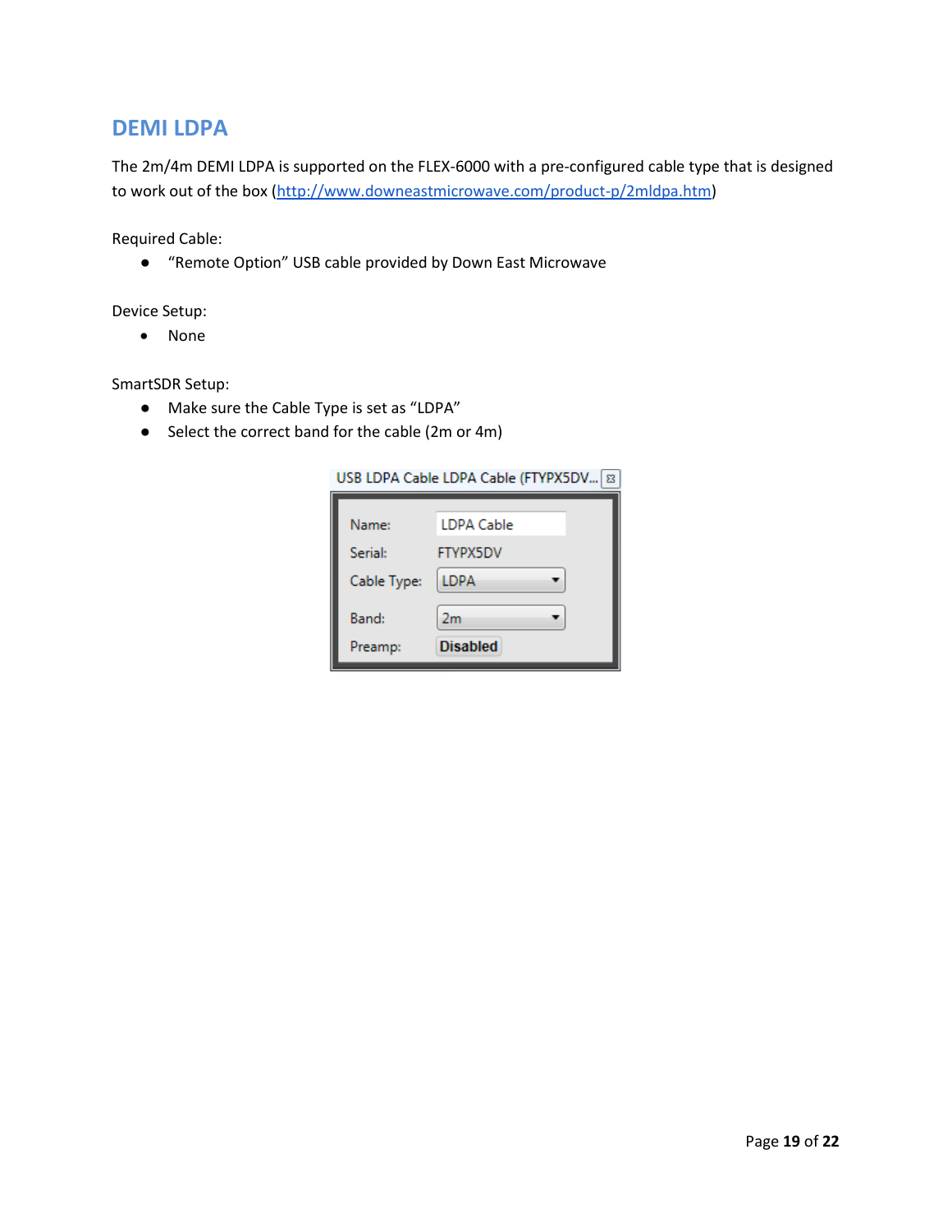## DEMI LDPA

The 2m/4m DEMI LDPA is supported on the FLEX-6000 with a pre-configured cable type that is designed to work out of the box (http://www.downeastmicrowave.com/product-p/2mldpa.htm)

Required Cable:

- "Remote Option" USB cable provided by Down East Microwave

Device Setup:

- None

SmartSDR Setup:

- Make sure the Cable Type is set as "LDPA"
- Select the correct band for the cable (2m or 4m)

USB LDPA Cable LDPA Cable (FTYPX5DV...

| | |
|---|---|
| Name: | LDPA Cable |
| Serial: | FTYPX5DV |
| Cable Type: | LDPA |
| Band: | 2m |
| Preamp: | Disabled |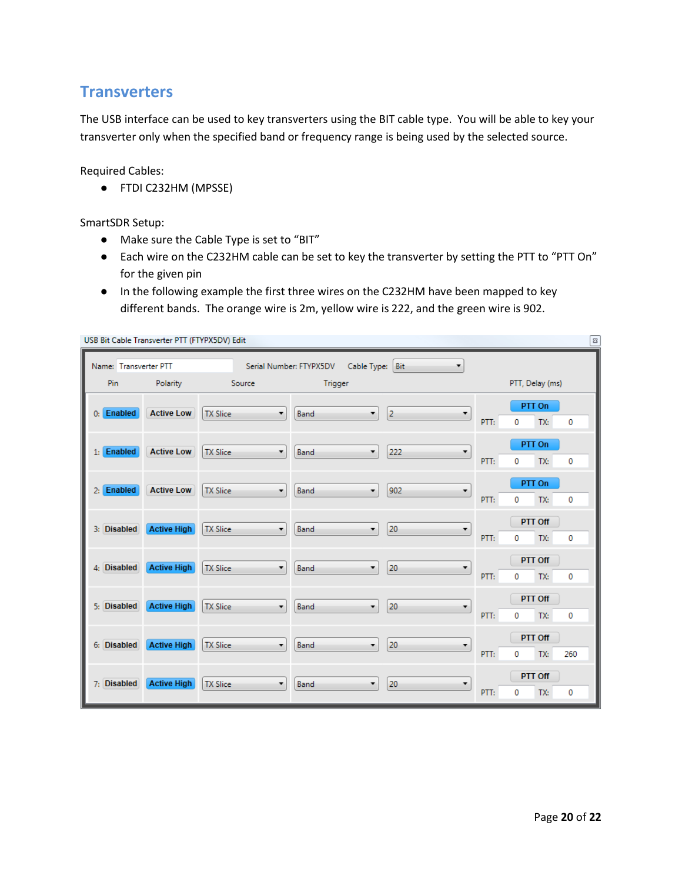## Transverters

The USB interface can be used to key transverters using the BIT cable type. You will be able to key your transverter only when the specified band or frequency range is being used by the selected source.

Required Cables:

- FTDI C232HM (MPSSE)

SmartSDR Setup:

- Make sure the Cable Type is set to "BIT"
- Each wire on the C232HM cable can be set to key the transverter by setting the PTT to "PTT On" for the given pin
- In the following example the first three wires on the C232HM have been mapped to key different bands. The orange wire is 2m, yellow wire is 222, and the green wire is 902.

USB Bit Cable Transverter PTT (FTYPX5DV) Edit

Name: Transverter PTT    Serial Number: FTYPX5DV    Cable Type: Bit

| Pin | | Polarity | Source | Trigger | | PTT, Delay (ms) | PTT | TX |
|---|---|---|---|---|---|---|---|---|
| 0: | Enabled | Active Low | TX Slice | Band | 2 | PTT On | 0 | 0 |
| 1: | Enabled | Active Low | TX Slice | Band | 222 | PTT On | 0 | 0 |
| 2: | Enabled | Active Low | TX Slice | Band | 902 | PTT On | 0 | 0 |
| 3: | Disabled | Active High | TX Slice | Band | 20 | PTT Off | 0 | 0 |
| 4: | Disabled | Active High | TX Slice | Band | 20 | PTT Off | 0 | 0 |
| 5: | Disabled | Active High | TX Slice | Band | 20 | PTT Off | 0 | 0 |
| 6: | Disabled | Active High | TX Slice | Band | 20 | PTT Off | 0 | 260 |
| 7: | Disabled | Active High | TX Slice | Band | 20 | PTT Off | 0 | 0 |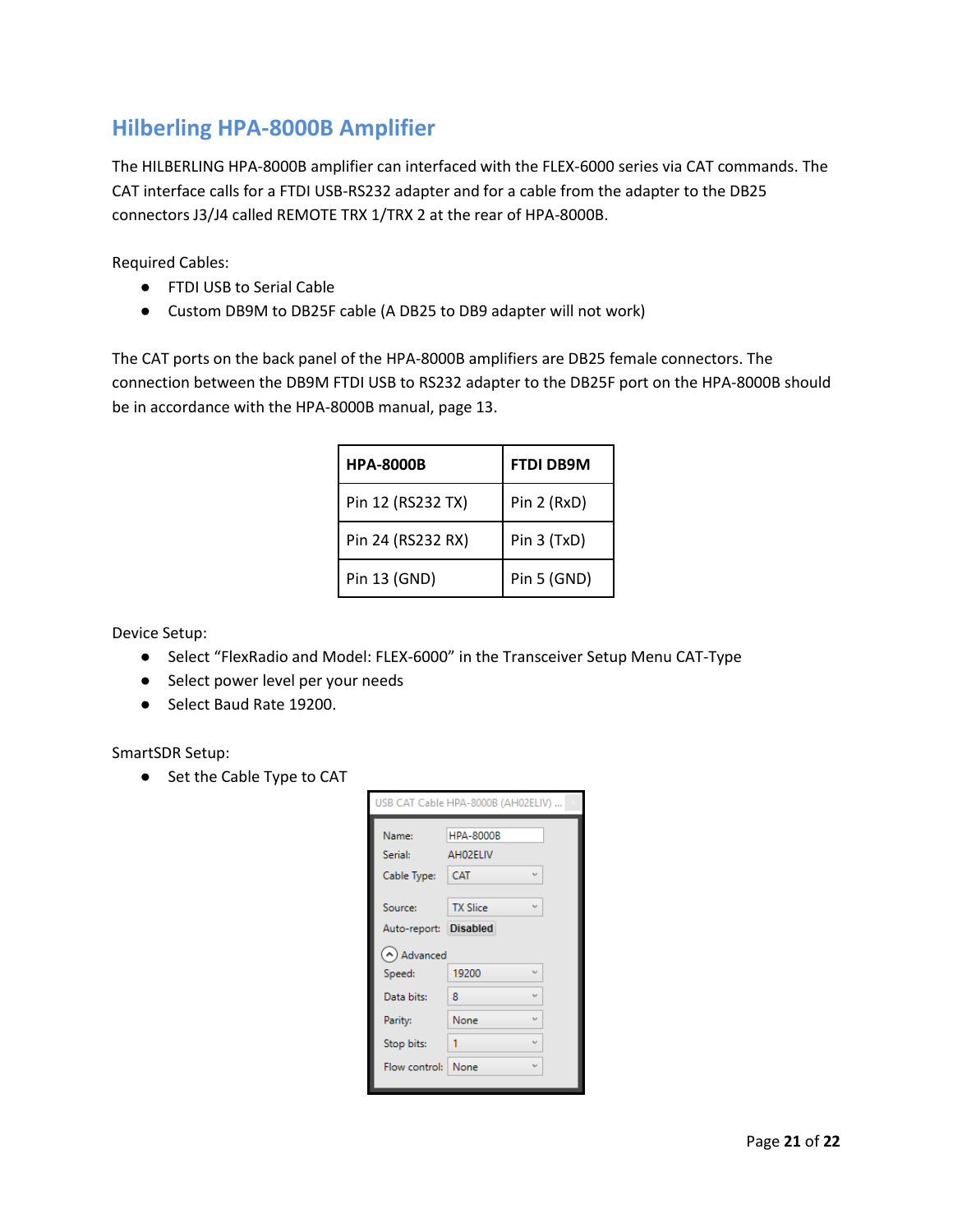## Hilberling HPA-8000B Amplifier

The HILBERLING HPA-8000B amplifier can interfaced with the FLEX-6000 series via CAT commands. The CAT interface calls for a FTDI USB-RS232 adapter and for a cable from the adapter to the DB25 connectors J3/J4 called REMOTE TRX 1/TRX 2 at the rear of HPA-8000B.

Required Cables:

- FTDI USB to Serial Cable
- Custom DB9M to DB25F cable (A DB25 to DB9 adapter will not work)

The CAT ports on the back panel of the HPA-8000B amplifiers are DB25 female connectors. The connection between the DB9M FTDI USB to RS232 adapter to the DB25F port on the HPA-8000B should be in accordance with the HPA-8000B manual, page 13.

| HPA-8000B | FTDI DB9M |
|---|---|
| Pin 12 (RS232 TX) | Pin 2 (RxD) |
| Pin 24 (RS232 RX) | Pin 3 (TxD) |
| Pin 13 (GND) | Pin 5 (GND) |

Device Setup:

- Select "FlexRadio and Model: FLEX-6000" in the Transceiver Setup Menu CAT-Type
- Select power level per your needs
- Select Baud Rate 19200.

SmartSDR Setup:

- Set the Cable Type to CAT

USB CAT Cable HPA-8000B (AH02ELIV) ...

Name: HPA-8000B
Serial: AH02ELIV
Cable Type: CAT
Source: TX Slice
Auto-report: Disabled
Advanced
Speed: 19200
Data bits: 8
Parity: None
Stop bits: 1
Flow control: None